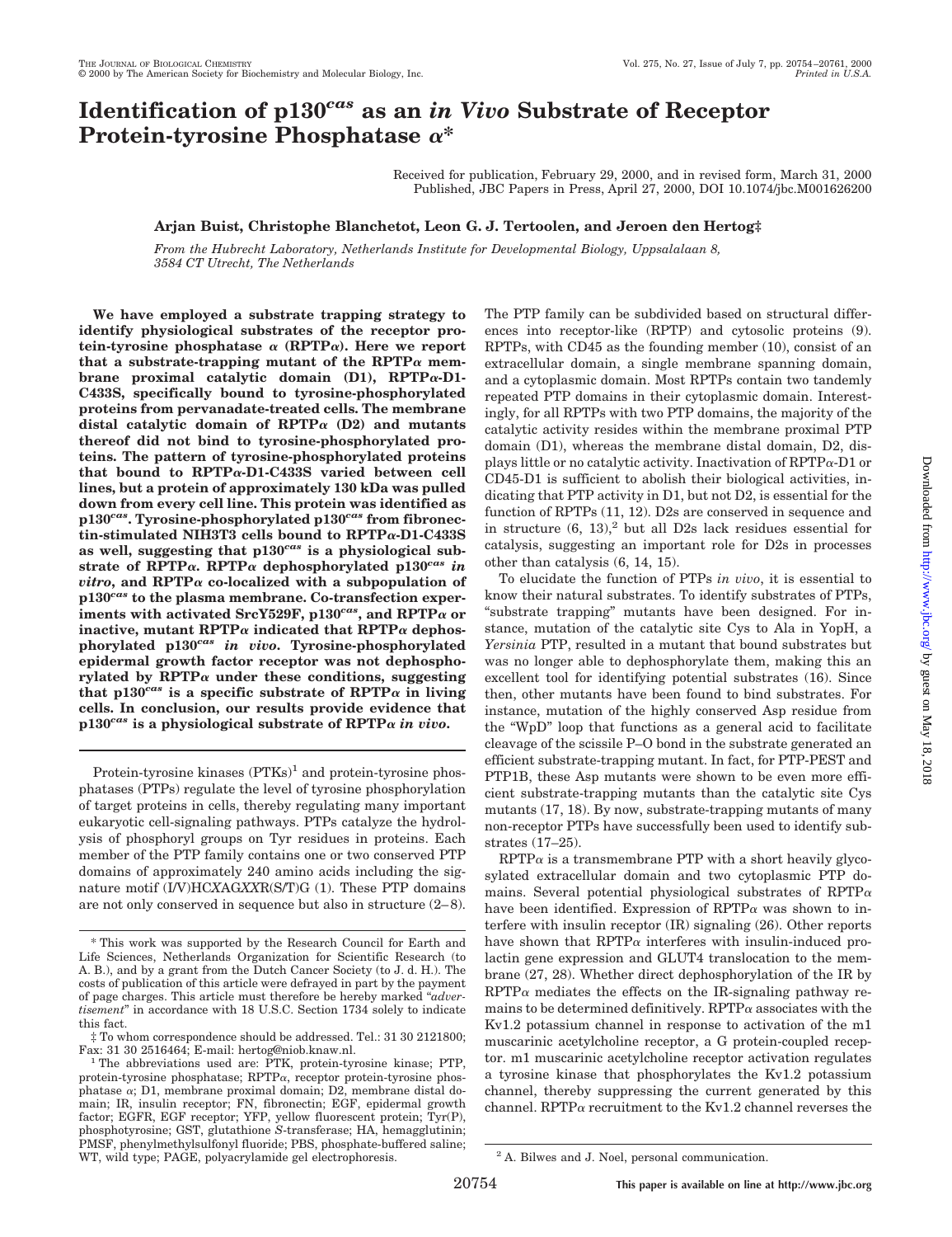# Identification of p130$^{cas}$ as an *in Vivo* Substrate of Receptor Protein-tyrosine Phosphatase $\alpha$*

Received for publication, February 29, 2000, and in revised form, March 31, 2000
Published, JBC Papers in Press, April 27, 2000, DOI 10.1074/jbc.M001626200

**Arjan Buist, Christophe Blanchetot, Leon G. J. Tertoolen, and Jeroen den Hertog‡**

*From the Hubrecht Laboratory, Netherlands Institute for Developmental Biology, Uppsalalaan 8, 3584 CT Utrecht, The Netherlands*

**We have employed a substrate trapping strategy to identify physiological substrates of the receptor protein-tyrosine phosphatase α (RPTPα). Here we report that a substrate-trapping mutant of the RPTPα membrane proximal catalytic domain (D1), RPTPα-D1-C433S, specifically bound to tyrosine-phosphorylated proteins from pervanadate-treated cells. The membrane distal catalytic domain of RPTPα (D2) and mutants thereof did not bind to tyrosine-phosphorylated proteins. The pattern of tyrosine-phosphorylated proteins that bound to RPTPα-D1-C433S varied between cell lines, but a protein of approximately 130 kDa was pulled down from every cell line. This protein was identified as p130$^{cas}$. Tyrosine-phosphorylated p130$^{cas}$ from fibronectin-stimulated NIH3T3 cells bound to RPTPα-D1-C433S as well, suggesting that p130$^{cas}$ is a physiological substrate of RPTPα. RPTPα dephosphorylated p130$^{cas}$ *in vitro*, and RPTPα co-localized with a subpopulation of p130$^{cas}$ to the plasma membrane. Co-transfection experiments with activated SrcY529F, p130$^{cas}$, and RPTPα or inactive, mutant RPTPα indicated that RPTPα dephosphorylated p130$^{cas}$ *in vivo*. Tyrosine-phosphorylated epidermal growth factor receptor was not dephosphorylated by RPTPα under these conditions, suggesting that p130$^{cas}$ is a specific substrate of RPTPα in living cells. In conclusion, our results provide evidence that p130$^{cas}$ is a physiological substrate of RPTPα *in vivo*.**

Protein-tyrosine kinases (PTKs)[1] and protein-tyrosine phosphatases (PTPs) regulate the level of tyrosine phosphorylation of target proteins in cells, thereby regulating many important eukaryotic cell-signaling pathways. PTPs catalyze the hydrolysis of phosphoryl groups on Tyr residues in proteins. Each member of the PTP family contains one or two conserved PTP domains of approximately 240 amino acids including the signature motif (I/V)HC*X*AG*XX*R(S/T)G (1). These PTP domains are not only conserved in sequence but also in structure (2–8).

The PTP family can be subdivided based on structural differences into receptor-like (RPTP) and cytosolic proteins (9). RPTPs, with CD45 as the founding member (10), consist of an extracellular domain, a single membrane spanning domain, and a cytoplasmic domain. Most RPTPs contain two tandemly repeated PTP domains in their cytoplasmic domain. Interestingly, for all RPTPs with two PTP domains, the majority of the catalytic activity resides within the membrane proximal PTP domain (D1), whereas the membrane distal domain, D2, displays little or no catalytic activity. Inactivation of RPTPα-D1 or CD45-D1 is sufficient to abolish their biological activities, indicating that PTP activity in D1, but not D2, is essential for the function of RPTPs (11, 12). D2s are conserved in sequence and in structure (6, 13),[2] but all D2s lack residues essential for catalysis, suggesting an important role for D2s in processes other than catalysis (6, 14, 15).

To elucidate the function of PTPs *in vivo*, it is essential to know their natural substrates. To identify substrates of PTPs, "substrate trapping" mutants have been designed. For instance, mutation of the catalytic site Cys to Ala in YopH, a *Yersinia* PTP, resulted in a mutant that bound substrates but was no longer able to dephosphorylate them, making this an excellent tool for identifying potential substrates (16). Since then, other mutants have been found to bind substrates. For instance, mutation of the highly conserved Asp residue from the "WpD" loop that functions as a general acid to facilitate cleavage of the scissile P–O bond in the substrate generated an efficient substrate-trapping mutant. In fact, for PTP-PEST and PTP1B, these Asp mutants were shown to be even more efficient substrate-trapping mutants than the catalytic site Cys mutants (17, 18). By now, substrate-trapping mutants of many non-receptor PTPs have successfully been used to identify substrates (17–25).

RPTPα is a transmembrane PTP with a short heavily glycosylated extracellular domain and two cytoplasmic PTP domains. Several potential physiological substrates of RPTPα have been identified. Expression of RPTPα was shown to interfere with insulin receptor (IR) signaling (26). Other reports have shown that RPTPα interferes with insulin-induced prolactin gene expression and GLUT4 translocation to the membrane (27, 28). Whether direct dephosphorylation of the IR by RPTPα mediates the effects on the IR-signaling pathway remains to be determined definitively. RPTPα associates with the Kv1.2 potassium channel in response to activation of the m1 muscarinic acetylcholine receptor, a G protein-coupled receptor. m1 muscarinic acetylcholine receptor activation regulates a tyrosine kinase that phosphorylates the Kv1.2 potassium channel, thereby suppressing the current generated by this channel. RPTPα recruitment to the Kv1.2 channel reverses the

\* This work was supported by the Research Council for Earth and Life Sciences, Netherlands Organization for Scientific Research (to A. B.), and by a grant from the Dutch Cancer Society (to J. d. H.). The costs of publication of this article were defrayed in part by the payment of page charges. This article must therefore be hereby marked "*advertisement*" in accordance with 18 U.S.C. Section 1734 solely to indicate this fact.

‡ To whom correspondence should be addressed. Tel.: 31 30 2121800; Fax: 31 30 2516464; E-mail: hertog@niob.knaw.nl.

[1] The abbreviations used are: PTK, protein-tyrosine kinase; PTP, protein-tyrosine phosphatase; RPTPα, receptor protein-tyrosine phosphatase α; D1, membrane proximal domain; D2, membrane distal domain; IR, insulin receptor; FN, fibronectin; EGF, epidermal growth factor; EGFR, EGF receptor; YFP, yellow fluorescent protein; Tyr(P), phosphotyrosine; GST, glutathione *S*-transferase; HA, hemagglutinin; PMSF, phenylmethylsulfonyl fluoride; PBS, phosphate-buffered saline; WT, wild type; PAGE, polyacrylamide gel electrophoresis.

[2] A. Bilwes and J. Noel, personal communication.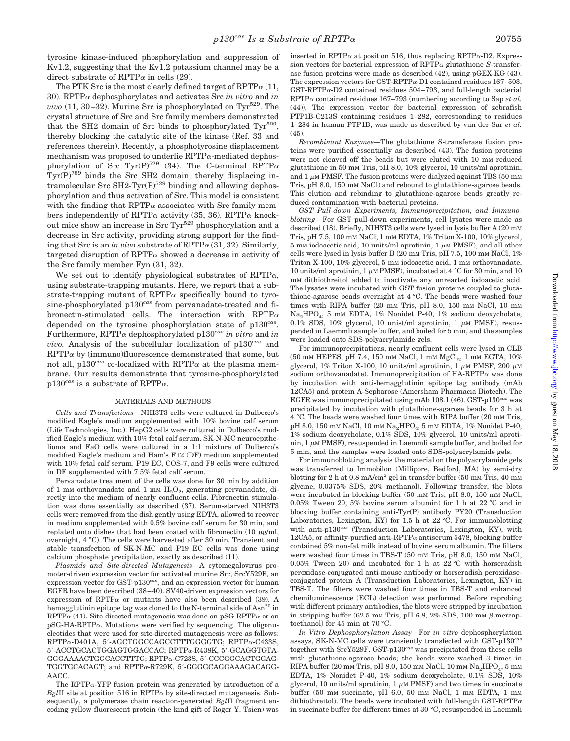tyrosine kinase-induced phosphorylation and suppression of Kv1.2, suggesting that the Kv1.2 potassium channel may be a direct substrate of RPTPα in cells (29).

The PTK Src is the most clearly defined target of RPTPα (11, 30). RPTPα dephosphorylates and activates Src *in vitro* and *in vivo* (11, 30–32). Murine Src is phosphorylated on $Tyr^{529}$. The crystal structure of Src and Src family members demonstrated that the SH2 domain of Src binds to phosphorylated $Tyr^{529}$, thereby blocking the catalytic site of the kinase (Ref. 33 and references therein). Recently, a phosphotyrosine displacement mechanism was proposed to underlie RPTPα-mediated dephosphorylation of Src $Tyr(P)^{529}$ (34). The C-terminal RPTPα $Tyr(P)^{789}$ binds the Src SH2 domain, thereby displacing intramolecular Src SH2-$Tyr(P)^{529}$ binding and allowing dephosphorylation and thus activation of Src. This model is consistent with the finding that RPTPα associates with Src family members independently of RPTPα activity (35, 36). RPTPα knockout mice show an increase in Src $Tyr^{529}$ phosphorylation and a decrease in Src activity, providing strong support for the finding that Src is an *in vivo* substrate of RPTPα (31, 32). Similarly, targeted disruption of RPTPα showed a decrease in activity of the Src family member Fyn (31, 32).

We set out to identify physiological substrates of RPTPα, using substrate-trapping mutants. Here, we report that a substrate-trapping mutant of RPTPα specifically bound to tyrosine-phosphorylated $p130^{cas}$ from pervanadate-treated and fibronectin-stimulated cells. The interaction with RPTPα depended on the tyrosine phosphorylation state of $p130^{cas}$. Furthermore, RPTPα dephosphorylated $p130^{cas}$ *in vitro* and *in vivo.* Analysis of the subcellular localization of $p130^{cas}$ and RPTPα by (immuno)fluorescence demonstrated that some, but not all, $p130^{cas}$ co-localized with RPTPα at the plasma membrane. Our results demonstrate that tyrosine-phosphorylated $p130^{cas}$ is a substrate of RPTPα.

## MATERIALS AND METHODS

*Cells and Transfections*—NIH3T3 cells were cultured in Dulbecco's modified Eagle's medium supplemented with 10% bovine calf serum (Life Technologies, Inc.). HepG2 cells were cultured in Dulbecco's modified Eagle's medium with 10% fetal calf serum. SK-N-MC neuroepithelioma and FaO cells were cultured in a 1:1 mixture of Dulbecco's modified Eagle's medium and Ham's F12 (DF) medium supplemented with 10% fetal calf serum. P19 EC, COS-7, and F9 cells were cultured in DF supplemented with 7.5% fetal calf serum.

Pervanadate treatment of the cells was done for 30 min by addition of 1 mM orthovanadate and 1 mM $H_2O_2$, generating pervanadate, directly into the medium of nearly confluent cells. Fibronectin stimulation was done essentially as described (37). Serum-starved NIH3T3 cells were removed from the dish gently using EDTA, allowed to recover in medium supplemented with 0.5% bovine calf serum for 30 min, and replated onto dishes that had been coated with fibronectin (10 μg/ml, overnight, 4 °C). The cells were harvested after 30 min. Transient and stable transfection of SK-N-MC and P19 EC cells was done using calcium phosphate precipitation, exactly as described (11).

*Plasmids and Site-directed Mutagenesis*—A cytomegalovirus promoter-driven expression vector for activated murine Src, SrcY529F, an expression vector for GST-$p130^{cas}$, and an expression vector for human EGFR have been described (38–40). SV40-driven expression vectors for expression of RPTPα or mutants have also been described (39). A hemagglutinin epitope tag was cloned to the N-terminal side of $Asn^{20}$ in RPTPα (41). Site-directed mutagenesis was done on pSG-RPTPα or on pSG-HA-RPTPα. Mutations were verified by sequencing. The oligonucleotides that were used for site-directed mutagenesis were as follows: RPTPα-D401A, 5′-AGCTGGCCAGCCTTTGGGGTG; RPTPα-C433S, 5′-ACCTGCACTGGAGTGGACCAC; RPTPα-R438K, 5′-GCAGGTGTAGGGAAAACTGGCACCTTTG; RPTPα-C723S, 5′-CCCGGCACTGGAGTGGTGCACAGT; and RPTPα-R729K, 5′-GGGGCAGGAAAGACAGGAACC.

The RPTPα-YFP fusion protein was generated by introduction of a *Bgl*II site at position 516 in RPTPα by site-directed mutagenesis. Subsequently, a polymerase chain reaction-generated *Bgl*II fragment encoding yellow fluorescent protein (the kind gift of Roger Y. Tsien) was inserted in RPTPα at position 516, thus replacing RPTPα-D2. Expression vectors for bacterial expression of RPTPα glutathione *S*-transferase fusion proteins were made as described (42), using pGEX-KG (43). The expression vectors for GST-RPTPα-D1 contained residues 167–503, GST-RPTPα-D2 contained residues 504–793, and full-length bacterial RPTPα contained residues 167–793 (numbering according to Sap *et al.* (44)). The expression vector for bacterial expression of zebrafish PTP1B-C213S containing residues 1–282, corresponding to residues 1–284 in human PTP1B, was made as described by van der Sar *et al.* (45).

*Recombinant Enzymes*—The glutathione *S*-transferase fusion proteins were purified essentially as described (43). The fusion proteins were not cleaved off the beads but were eluted with 10 mM reduced glutathione in 50 mM Tris, pH 8.0, 10% glycerol, 10 units/ml aprotinin, and 1 μM PMSF. The fusion proteins were dialyzed against TBS (50 mM Tris, pH 8.0, 150 mM NaCl) and rebound to glutathione-agarose beads. This elution and rebinding to glutathione-agarose beads greatly reduced contamination with bacterial proteins.

*GST Pull-down Experiments, Immunoprecipitation, and Immunoblotting*—For GST pull-down experiments, cell lysates were made as described (18). Briefly, NIH3T3 cells were lysed in lysis buffer A (20 mM Tris, pH 7.5, 100 mM NaCl, 1 mM EDTA, 1% Triton X-100, 10% glycerol, 5 mM iodoacetic acid, 10 units/ml aprotinin, 1 μM PMSF), and all other cells were lysed in lysis buffer B (20 mM Tris, pH 7.5, 100 mM NaCl, 1% Triton X-100, 10% glycerol, 5 mM iodoacetic acid, 1 mM orthovanadate, 10 units/ml aprotinin, 1 μM PMSF), incubated at 4 °C for 30 min, and 10 mM dithiothreitol added to inactivate any unreacted iodoacetic acid. The lysates were incubated with GST fusion proteins coupled to glutathione-agarose beads overnight at 4 °C. The beads were washed four times with RIPA buffer (20 mM Tris, pH 8.0, 150 mM NaCl, 10 mM $Na_2HPO_4$, 5 mM EDTA, 1% Nonidet P-40, 1% sodium deoxycholate, 0.1% SDS, 10% glycerol, 10 unist/ml aprotinin, 1 μM PMSF), resuspended in Laemmli sample buffer, and boiled for 5 min, and the samples were loaded onto SDS-polyacrylamide gels.

For immunoprecipitations, nearly confluent cells were lysed in CLB (50 mM HEPES, pH 7.4, 150 mM NaCl, 1 mM $MgCl_2$, 1 mM EGTA, 10% glycerol, 1% Triton X-100, 10 units/ml aprotinin, 1 μM PMSF, 200 μM sodium orthovanadate). Immunoprecipitation of HA-RPTPα was done by incubation with anti-hemagglutinin epitope tag antibody (mAb 12CA5) and protein A-Sepharose (Amersham Pharmacia Biotech). The EGFR was immunoprecipitated using mAb 108.1 (46). GST-$p130^{cas}$ was precipitated by incubation with glutathione-agarose beads for 3 h at 4 °C. The beads were washed four times with RIPA buffer (20 mM Tris, pH 8.0, 150 mM NaCl, 10 mM $Na_2HPO_4$, 5 mM EDTA, 1% Nonidet P-40, 1% sodium deoxycholate, 0.1% SDS, 10% glycerol, 10 units/ml aprotinin, 1 μM PMSF), resuspended in Laemmli sample buffer, and boiled for 5 min, and the samples were loaded onto SDS-polyacrylamide gels.

For immunoblotting analysis the material on the polyacrylamide gels was transferred to Immobilon (Millipore, Bedford, MA) by semi-dry blotting for 2 h at 0.8 mA/$cm^2$ gel in transfer buffer (50 mM Tris, 40 mM glycine, 0.0375% SDS, 20% methanol). Following transfer, the blots were incubated in blocking buffer (50 mM Tris, pH 8.0, 150 mM NaCl, 0.05% Tween 20, 5% bovine serum albumin) for 1 h at 22 °C and in blocking buffer containing anti-Tyr(P) antibody PY20 (Transduction Laboratories, Lexington, KY) for 1.5 h at 22 °C. For immunoblotting with anti-$p130^{cas}$ (Transduction Laboratories, Lexington, KY), with 12CA5, or affinity-purified anti-RPTPα antiserum 5478, blocking buffer contained 5% non-fat milk instead of bovine serum albumin. The filters were washed four times in TBS-T (50 mM Tris, pH 8.0, 150 mM NaCl, 0.05% Tween 20) and incubated for 1 h at 22 °C with horseradish peroxidase-conjugated anti-mouse antibody or horseradish peroxidase-conjugated protein A (Transduction Laboratories, Lexington, KY) in TBS-T. The filters were washed four times in TBS-T and enhanced chemiluminescence (ECL) detection was performed. Before reprobing with different primary antibodies, the blots were stripped by incubation in stripping buffer (62.5 mM Tris, pH 6.8, 2% SDS, 100 mM β-mercaptoethanol) for 45 min at 70 °C.

*In Vitro Dephosphorylation Assay*—For *in vitro* dephosphorylation assays, SK-N-MC cells were transiently transfected with GST-$p130^{cas}$ together with SrcY529F. GST-$p130^{cas}$ was precipitated from these cells with glutathione-agarose beads; the beads were washed 3 times in RIPA buffer (20 mM Tris, pH 8.0, 150 mM NaCl, 10 mM $Na_2HPO_4$, 5 mM EDTA, 1% Nonidet P-40, 1% sodium deoxycholate, 0.1% SDS, 10% glycerol, 10 units/ml aprotinin, 1 μM PMSF) and two times in succinate buffer (50 mM succinate, pH 6.0, 50 mM NaCl, 1 mM EDTA, 1 mM dithiothreitol). The beads were incubated with full-length GST-RPTPα in succinate buffer for different times at 30 °C, resuspended in Laemmli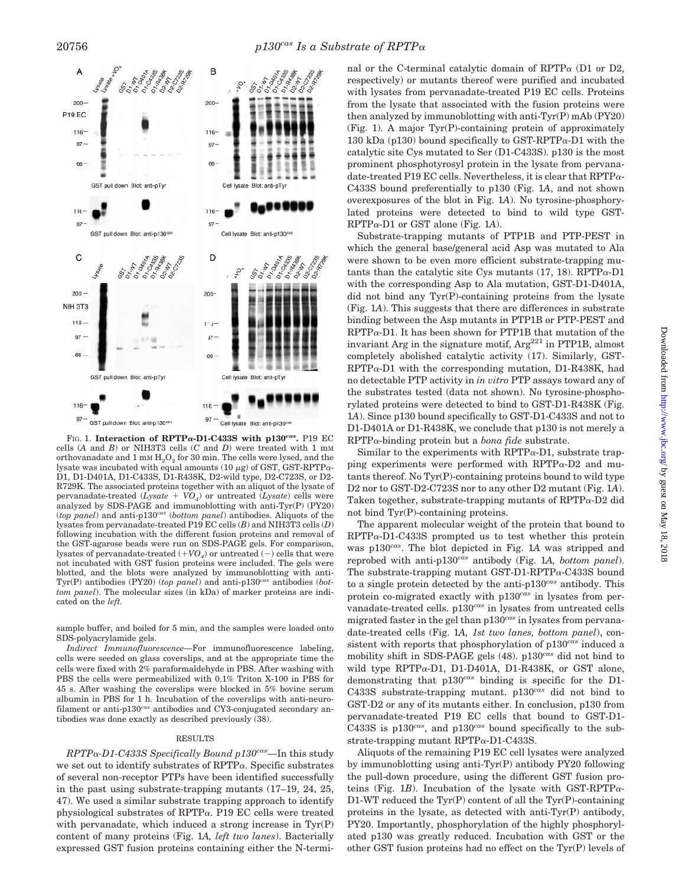FIG. 1. **Interaction of RPTPα-D1-C433S with p130*cas*.** P19 EC cells (*A* and *B*) or NIH3T3 cells (*C* and *D*) were treated with 1 mM orthovanadate and 1 mM $H_2O_2$ for 30 min. The cells were lysed, and the lysate was incubated with equal amounts (10 μg) of GST, GST-RPTPα-D1, D1-D401A, D1-C433S, D1-R438K, D2-wild type, D2-C723S, or D2-R729K. The associated proteins together with an aliquot of the lysate of pervanadate-treated (*Lysate + VO₄*) or untreated (*Lysate*) cells were analyzed by SDS-PAGE and immunoblotting with anti-Tyr(P) (PY20) (*top panel*) and anti-p130*cas* (*bottom panel*) antibodies. Aliquots of the lysates from pervanadate-treated P19 EC cells (*B*) and NIH3T3 cells (*D*) following incubation with the different fusion proteins and removal of the GST-agarose beads were run on SDS-PAGE gels. For comparison, lysates of pervanadate-treated (*+VO₄*) or untreated (*−*) cells that were not incubated with GST fusion proteins were included. The gels were blotted, and the blots were analyzed by immunoblotting with anti-Tyr(P) antibodies (PY20) (*top panel*) and anti-p130*cas* antibodies (*bottom panel*). The molecular sizes (in kDa) of marker proteins are indicated on the *left*.

sample buffer, and boiled for 5 min, and the samples were loaded onto SDS-polyacrylamide gels.

*Indirect Immunofluorescence*—For immunofluorescence labeling, cells were seeded on glass coverslips, and at the appropriate time the cells were fixed with 2% paraformaldehyde in PBS. After washing with PBS the cells were permeabilized with 0.1% Triton X-100 in PBS for 45 s. After washing the coverslips were blocked in 5% bovine serum albumin in PBS for 1 h. Incubation of the coverslips with anti-neurofilament or anti-p130*cas* antibodies and CY3-conjugated secondary antibodies was done exactly as described previously (38).

## RESULTS

*RPTPα-D1-C433S Specifically Bound p130cas*—In this study we set out to identify substrates of RPTPα. Specific substrates of several non-receptor PTPs have been identified successfully in the past using substrate-trapping mutants (17–19, 24, 25, 47). We used a similar substrate trapping approach to identify physiological substrates of RPTPα. P19 EC cells were treated with pervanadate, which induced a strong increase in Tyr(P) content of many proteins (Fig. 1*A*, *left two lanes*). Bacterially expressed GST fusion proteins containing either the N-terminal or the C-terminal catalytic domain of RPTPα (D1 or D2, respectively) or mutants thereof were purified and incubated with lysates from pervanadate-treated P19 EC cells. Proteins from the lysate that associated with the fusion proteins were then analyzed by immunoblotting with anti-Tyr(P) mAb (PY20) (Fig. 1). A major Tyr(P)-containing protein of approximately 130 kDa (p130) bound specifically to GST-RPTPα-D1 with the catalytic site Cys mutated to Ser (D1-C433S). p130 is the most prominent phosphotyrosyl protein in the lysate from pervanadate-treated P19 EC cells. Nevertheless, it is clear that RPTPα-C433S bound preferentially to p130 (Fig. 1*A*, and not shown overexposures of the blot in Fig. 1*A*). No tyrosine-phosphorylated proteins were detected to bind to wild type GST-RPTPα-D1 or GST alone (Fig. 1*A*).

Substrate-trapping mutants of PTP1B and PTP-PEST in which the general base/general acid Asp was mutated to Ala were shown to be even more efficient substrate-trapping mutants than the catalytic site Cys mutants (17, 18). RPTPα-D1 with the corresponding Asp to Ala mutation, GST-D1-D401A, did not bind any Tyr(P)-containing proteins from the lysate (Fig. 1*A*). This suggests that there are differences in substrate binding between the Asp mutants in PTP1B or PTP-PEST and RPTPα-D1. It has been shown for PTP1B that mutation of the invariant Arg in the signature motif, Arg[221] in PTP1B, almost completely abolished catalytic activity (17). Similarly, GST-RPTPα-D1 with the corresponding mutation, D1-R438K, had no detectable PTP activity in *in vitro* PTP assays toward any of the substrates tested (data not shown). No tyrosine-phosphorylated proteins were detected to bind to GST-D1-R438K (Fig. 1*A*). Since p130 bound specifically to GST-D1-C433S and not to D1-D401A or D1-R438K, we conclude that p130 is not merely a RPTPα-binding protein but a *bona fide* substrate.

Similar to the experiments with RPTPα-D1, substrate trapping experiments were performed with RPTPα-D2 and mutants thereof. No Tyr(P)-containing proteins bound to wild type D2 nor to GST-D2-C723S nor to any other D2 mutant (Fig. 1*A*). Taken together, substrate-trapping mutants of RPTPα-D2 did not bind Tyr(P)-containing proteins.

The apparent molecular weight of the protein that bound to RPTPα-D1-C433S prompted us to test whether this protein was p130*cas*. The blot depicted in Fig. 1*A* was stripped and reprobed with anti-p130*cas* antibody (Fig. 1*A*, *bottom panel*). The substrate-trapping mutant GST-D1-RPTPα-C433S bound to a single protein detected by the anti-p130*cas* antibody. This protein co-migrated exactly with p130*cas* in lysates from pervanadate-treated cells. p130*cas* in lysates from untreated cells migrated faster in the gel than p130*cas* in lysates from pervanadate-treated cells (Fig. 1*A*, *1st two lanes, bottom panel*), consistent with reports that phosphorylation of p130*cas* induced a mobility shift in SDS-PAGE gels (48). p130*cas* did not bind to wild type RPTPα-D1, D1-D401A, D1-R438K, or GST alone, demonstrating that p130*cas* binding is specific for the D1-C433S substrate-trapping mutant. p130*cas* did not bind to GST-D2 or any of its mutants either. In conclusion, p130 from pervanadate-treated P19 EC cells that bound to GST-D1-C433S is p130*cas*, and p130*cas* bound specifically to the substrate-trapping mutant RPTPα-D1-C433S.

Aliquots of the remaining P19 EC cell lysates were analyzed by immunoblotting using anti-Tyr(P) antibody PY20 following the pull-down procedure, using the different GST fusion proteins (Fig. 1*B*). Incubation of the lysate with GST-RPTPα-D1-WT reduced the Tyr(P) content of all the Tyr(P)-containing proteins in the lysate, as detected with anti-Tyr(P) antibody, PY20. Importantly, phosphorylation of the highly phosphorylated p130 was greatly reduced. Incubation with GST or the other GST fusion proteins had no effect on the Tyr(P) levels of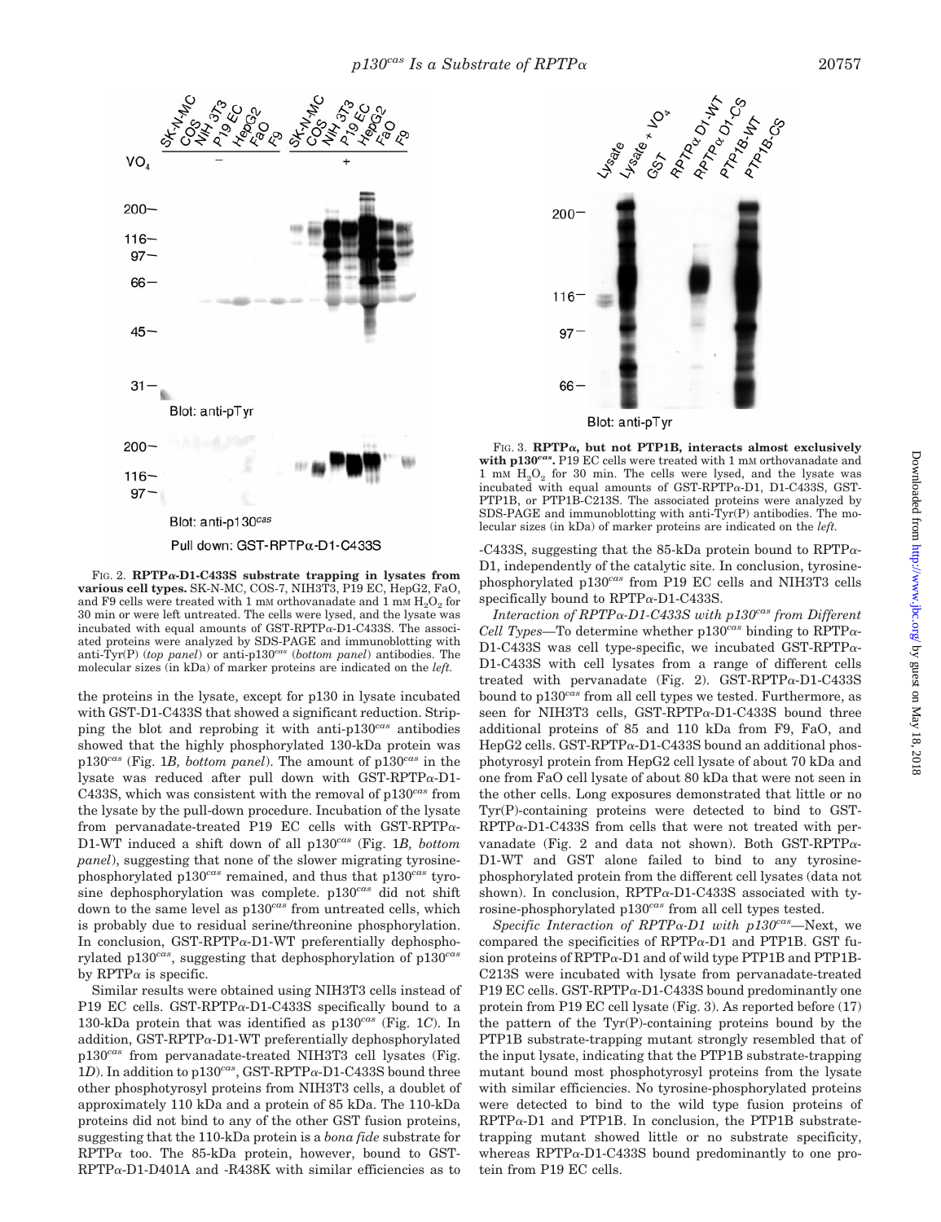FIG. 2. **RPTPα-D1-C433S substrate trapping in lysates from various cell types.** SK-N-MC, COS-7, NIH3T3, P19 EC, HepG2, FaO, and F9 cells were treated with 1 mM orthovanadate and 1 mM $H_2O_2$ for 30 min or were left untreated. The cells were lysed, and the lysate was incubated with equal amounts of GST-RPTPα-D1-C433S. The associated proteins were analyzed by SDS-PAGE and immunoblotting with anti-Tyr(P) (*top panel*) or anti-p130*cas* (*bottom panel*) antibodies. The molecular sizes (in kDa) of marker proteins are indicated on the *left*.

FIG. 3. **RPTPα, but not PTP1B, interacts almost exclusively with p130*cas*.** P19 EC cells were treated with 1 mM orthovanadate and 1 mM $H_2O_2$ for 30 min. The cells were lysed, and the lysate was incubated with equal amounts of GST-RPTPα-D1, D1-C433S, GST-PTP1B, or PTP1B-C213S. The associated proteins were analyzed by SDS-PAGE and immunoblotting with anti-Tyr(P) antibodies. The molecular sizes (in kDa) of marker proteins are indicated on the *left*.

the proteins in the lysate, except for p130 in lysate incubated with GST-D1-C433S that showed a significant reduction. Stripping the blot and reprobing it with anti-p130*cas* antibodies showed that the highly phosphorylated 130-kDa protein was p130*cas* (Fig. 1*B, bottom panel*). The amount of p130*cas* in the lysate was reduced after pull down with GST-RPTPα-D1-C433S, which was consistent with the removal of p130*cas* from the lysate by the pull-down procedure. Incubation of the lysate from pervanadate-treated P19 EC cells with GST-RPTPα-D1-WT induced a shift down of all p130*cas* (Fig. 1*B, bottom panel*), suggesting that none of the slower migrating tyrosine-phosphorylated p130*cas* remained, and thus that p130*cas* tyrosine dephosphorylation was complete. p130*cas* did not shift down to the same level as p130*cas* from untreated cells, which is probably due to residual serine/threonine phosphorylation. In conclusion, GST-RPTPα-D1-WT preferentially dephosphorylated p130*cas*, suggesting that dephosphorylation of p130*cas* by RPTPα is specific.

Similar results were obtained using NIH3T3 cells instead of P19 EC cells. GST-RPTPα-D1-C433S specifically bound to a 130-kDa protein that was identified as p130*cas* (Fig. 1*C*). In addition, GST-RPTPα-D1-WT preferentially dephosphorylated p130*cas* from pervanadate-treated NIH3T3 cell lysates (Fig. 1*D*). In addition to p130*cas*, GST-RPTPα-D1-C433S bound three other phosphotyrosyl proteins from NIH3T3 cells, a doublet of approximately 110 kDa and a protein of 85 kDa. The 110-kDa proteins did not bind to any of the other GST fusion proteins, suggesting that the 110-kDa protein is a *bona fide* substrate for RPTPα too. The 85-kDa protein, however, bound to GST-RPTPα-D1-D401A and -R438K with similar efficiencies as to -C433S, suggesting that the 85-kDa protein bound to RPTPα-D1, independently of the catalytic site. In conclusion, tyrosine-phosphorylated p130*cas* from P19 EC cells and NIH3T3 cells specifically bound to RPTPα-D1-C433S.

*Interaction of RPTPα-D1-C433S with p130*cas* from Different Cell Types*—To determine whether p130*cas* binding to RPTPα-D1-C433S was cell type-specific, we incubated GST-RPTPα-D1-C433S with cell lysates from a range of different cells treated with pervanadate (Fig. 2). GST-RPTPα-D1-C433S bound to p130*cas* from all cell types we tested. Furthermore, as seen for NIH3T3 cells, GST-RPTPα-D1-C433S bound three additional proteins of 85 and 110 kDa from F9, FaO, and HepG2 cells. GST-RPTPα-D1-C433S bound an additional phosphotyrosyl protein from HepG2 cell lysate of about 70 kDa and one from FaO cell lysate of about 80 kDa that were not seen in the other cells. Long exposures demonstrated that little or no Tyr(P)-containing proteins were detected to bind to GST-RPTPα-D1-C433S from cells that were not treated with pervanadate (Fig. 2 and data not shown). Both GST-RPTPα-D1-WT and GST alone failed to bind to any tyrosine-phosphorylated protein from the different cell lysates (data not shown). In conclusion, RPTPα-D1-C433S associated with tyrosine-phosphorylated p130*cas* from all cell types tested.

*Specific Interaction of RPTPα-D1 with p130*cas**—Next, we compared the specificities of RPTPα-D1 and PTP1B. GST fusion proteins of RPTPα-D1 and of wild type PTP1B and PTP1B-C213S were incubated with lysate from pervanadate-treated P19 EC cells. GST-RPTPα-D1-C433S bound predominantly one protein from P19 EC cell lysate (Fig. 3). As reported before (17) the pattern of the Tyr(P)-containing proteins bound by the PTP1B substrate-trapping mutant strongly resembled that of the input lysate, indicating that the PTP1B substrate-trapping mutant bound most phosphotyrosyl proteins from the lysate with similar efficiencies. No tyrosine-phosphorylated proteins were detected to bind to the wild type fusion proteins of RPTPα-D1 and PTP1B. In conclusion, the PTP1B substrate-trapping mutant showed little or no substrate specificity, whereas RPTPα-D1-C433S bound predominantly to one protein from P19 EC cells.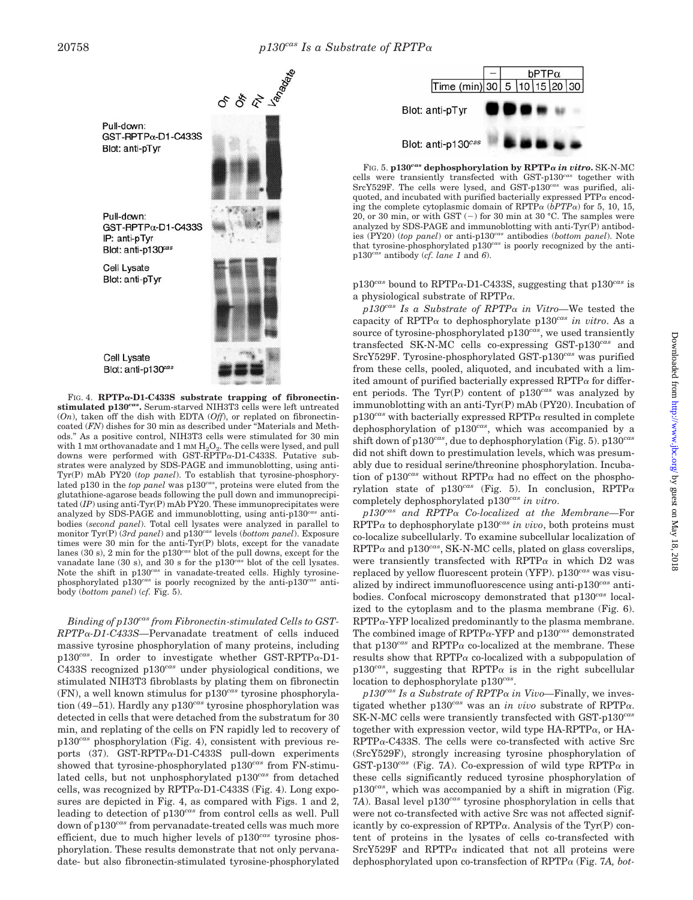On Off FN Vanadate

Pull-down: GST-RPTPα-D1-C433S
Blot: anti-pTyr

Pull-down: GST-RPTPα-D1-C433S
IP: anti-pTyr
Blot: anti-p130$^{cas}$

Cell Lysate
Blot: anti-pTyr

Cell Lysate
Blot: anti-p130$^{cas}$

FIG. 4. **RPTPα-D1-C433S substrate trapping of fibronectin-stimulated p130$^{cas}$.** Serum-starved NIH3T3 cells were left untreated (*On*), taken off the dish with EDTA (*Off*), or replated on fibronectin-coated (*FN*) dishes for 30 min as described under "Materials and Methods." As a positive control, NIH3T3 cells were stimulated for 30 min with 1 mM orthovanadate and 1 mM $H_2O_2$. The cells were lysed, and pull downs were performed with GST-RPTPα-D1-C433S. Putative substrates were analyzed by SDS-PAGE and immunoblotting, using anti-Tyr(P) mAb PY20 (*top panel*). To establish that tyrosine-phosphorylated p130 in the *top panel* was p130$^{cas}$, proteins were eluted from the glutathione-agarose beads following the pull down and immunoprecipitated (*IP*) using anti-Tyr(P) mAb PY20. These immunoprecipitates were analyzed by SDS-PAGE and immunoblotting, using anti-p130$^{cas}$ antibodies (*second panel*). Total cell lysates were analyzed in parallel to monitor Tyr(P) (*3rd panel*) and p130$^{cas}$ levels (*bottom panel*). Exposure times were 30 min for the anti-Tyr(P) blots, except for the vanadate lanes (30 s), 2 min for the p130$^{cas}$ blot of the pull downs, except for the vanadate lane (30 s), and 30 s for the p130$^{cas}$ blot of the cell lysates. Note the shift in p130$^{cas}$ in vanadate-treated cells. Highly tyrosine-phosphorylated p130$^{cas}$ is poorly recognized by the anti-p130$^{cas}$ antibody (*bottom panel*) (*cf.* Fig. 5).

*Binding of p130$^{cas}$ from Fibronectin-stimulated Cells to GST-RPTPα-D1-C433S*—Pervanadate treatment of cells induced massive tyrosine phosphorylation of many proteins, including p130$^{cas}$. In order to investigate whether GST-RPTPα-D1-C433S recognized p130$^{cas}$ under physiological conditions, we stimulated NIH3T3 fibroblasts by plating them on fibronectin (FN), a well known stimulus for p130$^{cas}$ tyrosine phosphorylation (49–51). Hardly any p130$^{cas}$ tyrosine phosphorylation was detected in cells that were detached from the substratum for 30 min, and replating of the cells on FN rapidly led to recovery of p130$^{cas}$ phosphorylation (Fig. 4), consistent with previous reports (37). GST-RPTPα-D1-C433S pull-down experiments showed that tyrosine-phosphorylated p130$^{cas}$ from FN-stimulated cells, but not unphosphorylated p130$^{cas}$ from detached cells, was recognized by RPTPα-D1-C433S (Fig. 4). Long exposures are depicted in Fig. 4, as compared with Figs. 1 and 2, leading to detection of p130$^{cas}$ from control cells as well. Pull down of p130$^{cas}$ from pervanadate-treated cells was much more efficient, due to much higher levels of p130$^{cas}$ tyrosine phosphorylation. These results demonstrate that not only pervanadate- but also fibronectin-stimulated tyrosine-phosphorylated

| | – | bPTPα | | | | |
|---|---|---|---|---|---|---|
| Time (min) | 30 | 5 | 10 | 15 | 20 | 30 |

Blot: anti-pTyr

Blot: anti-p130$^{cas}$

FIG. 5. **p130$^{cas}$ dephosphorylation by RPTPα *in vitro*.** SK-N-MC cells were transiently transfected with GST-p130$^{cas}$ together with SrcY529F. The cells were lysed, and GST-p130$^{cas}$ was purified, aliquoted, and incubated with purified bacterially expressed PTPα encoding the complete cytoplasmic domain of RPTPα (*bPTPα*) for 5, 10, 15, 20, or 30 min, or with GST (–) for 30 min at 30 °C. The samples were analyzed by SDS-PAGE and immunoblotting with anti-Tyr(P) antibodies (PY20) (*top panel*) or anti-p130$^{cas}$ antibodies (*bottom panel*). Note that tyrosine-phosphorylated p130$^{cas}$ is poorly recognized by the anti-p130$^{cas}$ antibody (*cf. lane 1* and *6*).

p130$^{cas}$ bound to RPTPα-D1-C433S, suggesting that p130$^{cas}$ is a physiological substrate of RPTPα.

*p130$^{cas}$ Is a Substrate of RPTPα in Vitro*—We tested the capacity of RPTPα to dephosphorylate p130$^{cas}$ *in vitro*. As a source of tyrosine-phosphorylated p130$^{cas}$, we used transiently transfected SK-N-MC cells co-expressing GST-p130$^{cas}$ and SrcY529F. Tyrosine-phosphorylated GST-p130$^{cas}$ was purified from these cells, pooled, aliquoted, and incubated with a limited amount of purified bacterially expressed RPTPα for different periods. The Tyr(P) content of p130$^{cas}$ was analyzed by immunoblotting with an anti-Tyr(P) mAb (PY20). Incubation of p130$^{cas}$ with bacterially expressed RPTPα resulted in complete dephosphorylation of p130$^{cas}$, which was accompanied by a shift down of p130$^{cas}$, due to dephosphorylation (Fig. 5). p130$^{cas}$ did not shift down to prestimulation levels, which was presumably due to residual serine/threonine phosphorylation. Incubation of p130$^{cas}$ without RPTPα had no effect on the phosphorylation state of p130$^{cas}$ (Fig. 5). In conclusion, RPTPα completely dephosphorylated p130$^{cas}$ *in vitro*.

*p130$^{cas}$ and RPTPα Co-localized at the Membrane*—For RPTPα to dephosphorylate p130$^{cas}$ *in vivo*, both proteins must co-localize subcellularly. To examine subcellular localization of RPTPα and p130$^{cas}$, SK-N-MC cells, plated on glass coverslips, were transiently transfected with RPTPα in which D2 was replaced by yellow fluorescent protein (YFP). p130$^{cas}$ was visualized by indirect immunofluorescence using anti-p130$^{cas}$ antibodies. Confocal microscopy demonstrated that p130$^{cas}$ localized to the cytoplasm and to the plasma membrane (Fig. 6). RPTPα-YFP localized predominantly to the plasma membrane. The combined image of RPTPα-YFP and p130$^{cas}$ demonstrated that p130$^{cas}$ and RPTPα co-localized at the membrane. These results show that RPTPα co-localized with a subpopulation of p130$^{cas}$, suggesting that RPTPα is in the right subcellular location to dephosphorylate p130$^{cas}$.

*p130$^{cas}$ Is a Substrate of RPTPα in Vivo*—Finally, we investigated whether p130$^{cas}$ was an *in vivo* substrate of RPTPα. SK-N-MC cells were transiently transfected with GST-p130$^{cas}$ together with expression vector, wild type HA-RPTPα, or HA-RPTPα-C433S. The cells were co-transfected with active Src (SrcY529F), strongly increasing tyrosine phosphorylation of GST-p130$^{cas}$ (Fig. 7*A*). Co-expression of wild type RPTPα in these cells significantly reduced tyrosine phosphorylation of p130$^{cas}$, which was accompanied by a shift in migration (Fig. 7*A*). Basal level p130$^{cas}$ tyrosine phosphorylation in cells that were not co-transfected with active Src was not affected significantly by co-expression of RPTPα. Analysis of the Tyr(P) content of proteins in the lysates of cells co-transfected with SrcY529F and RPTPα indicated that not all proteins were dephosphorylated upon co-transfection of RPTPα (Fig. 7*A, bot-*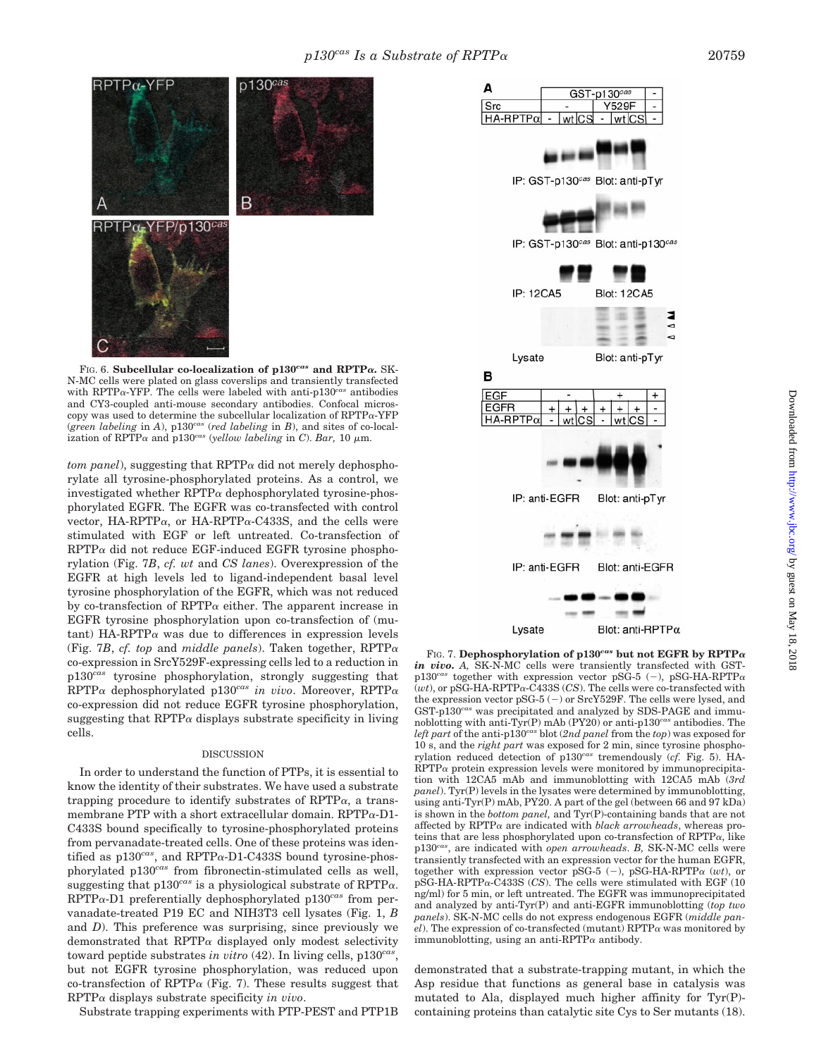RPTPα-YFP

p130$^{cas}$

A

B

RPTPα-YFP/p130$^{cas}$

C

FIG. 6. **Subcellular co-localization of p130$^{cas}$ and RPTPα.** SK-N-MC cells were plated on glass coverslips and transiently transfected with RPTPα-YFP. The cells were labeled with anti-p130$^{cas}$ antibodies and CY3-coupled anti-mouse secondary antibodies. Confocal microscopy was used to determine the subcellular localization of RPTPα-YFP (*green labeling* in *A*), p130$^{cas}$ (*red labeling* in *B*), and sites of co-localization of RPTPα and p130$^{cas}$ (*yellow labeling* in *C*). *Bar,* 10 μm.

*tom panel*), suggesting that RPTPα did not merely dephosphorylate all tyrosine-phosphorylated proteins. As a control, we investigated whether RPTPα dephosphorylated tyrosine-phosphorylated EGFR. The EGFR was co-transfected with control vector, HA-RPTPα, or HA-RPTPα-C433S, and the cells were stimulated with EGF or left untreated. Co-transfection of RPTPα did not reduce EGF-induced EGFR tyrosine phosphorylation (Fig. 7*B*, *cf. wt* and *CS lanes*). Overexpression of the EGFR at high levels led to ligand-independent basal level tyrosine phosphorylation of the EGFR, which was not reduced by co-transfection of RPTPα either. The apparent increase in EGFR tyrosine phosphorylation upon co-transfection of (mutant) HA-RPTPα was due to differences in expression levels (Fig. 7*B*, *cf. top* and *middle panels*). Taken together, RPTPα co-expression in SrcY529F-expressing cells led to a reduction in p130$^{cas}$ tyrosine phosphorylation, strongly suggesting that RPTPα dephosphorylated p130$^{cas}$ *in vivo*. Moreover, RPTPα co-expression did not reduce EGFR tyrosine phosphorylation, suggesting that RPTPα displays substrate specificity in living cells.

## DISCUSSION

In order to understand the function of PTPs, it is essential to know the identity of their substrates. We have used a substrate trapping procedure to identify substrates of RPTPα, a transmembrane PTP with a short extracellular domain. RPTPα-D1-C433S bound specifically to tyrosine-phosphorylated proteins from pervanadate-treated cells. One of these proteins was identified as p130$^{cas}$, and RPTPα-D1-C433S bound tyrosine-phosphorylated p130$^{cas}$ from fibronectin-stimulated cells as well, suggesting that p130$^{cas}$ is a physiological substrate of RPTPα. RPTPα-D1 preferentially dephosphorylated p130$^{cas}$ from pervanadate-treated P19 EC and NIH3T3 cell lysates (Fig. 1, *B* and *D*). This preference was surprising, since previously we demonstrated that RPTPα displayed only modest selectivity toward peptide substrates *in vitro* (42). In living cells, p130$^{cas}$, but not EGFR tyrosine phosphorylation, was reduced upon co-transfection of RPTPα (Fig. 7). These results suggest that RPTPα displays substrate specificity *in vivo*.

Substrate trapping experiments with PTP-PEST and PTP1B demonstrated that a substrate-trapping mutant, in which the Asp residue that functions as general base in catalysis was mutated to Ala, displayed much higher affinity for Tyr(P)-containing proteins than catalytic site Cys to Ser mutants (18).

A

| GST-p130$^{cas}$ | | | | | | | - |
|---|---|---|---|---|---|---|---|
| Src | - | | | Y529F | | | - |
| HA-RPTPα | - | wt | CS | - | wt | CS | - |

IP: GST-p130$^{cas}$ Blot: anti-pTyr

IP: GST-p130$^{cas}$ Blot: anti-p130$^{cas}$

IP: 12CA5 Blot: 12CA5

Lysate Blot: anti-pTyr

B

| EGF | - | | | + | | | + |
|---|---|---|---|---|---|---|---|
| EGFR | + | + | + | + | + | + | - |
| HA-RPTPα | - | wt | CS | - | wt | CS | - |

IP: anti-EGFR Blot: anti-pTyr

IP: anti-EGFR Blot: anti-EGFR

Lysate Blot: anti-RPTPα

FIG. 7. **Dephosphorylation of p130$^{cas}$ but not EGFR by RPTPα *in vivo.*** *A,* SK-N-MC cells were transiently transfected with GST-p130$^{cas}$ together with expression vector pSG-5 (−), pSG-HA-RPTPα (*wt*), or pSG-HA-RPTPα-C433S (*CS*). The cells were co-transfected with the expression vector pSG-5 (−) or SrcY529F. The cells were lysed, and GST-p130$^{cas}$ was precipitated and analyzed by SDS-PAGE and immunoblotting with anti-Tyr(P) mAb (PY20) or anti-p130$^{cas}$ antibodies. The *left part* of the anti-p130$^{cas}$ blot (*2nd panel* from the *top*) was exposed for 10 s, and the *right part* was exposed for 2 min, since tyrosine phosphorylation reduced detection of p130$^{cas}$ tremendously (*cf.* Fig. 5). HA-RPTPα protein expression levels were monitored by immunoprecipitation with 12CA5 mAb and immunoblotting with 12CA5 mAb (*3rd panel*). Tyr(P) levels in the lysates were determined by immunoblotting, using anti-Tyr(P) mAb, PY20. A part of the gel (between 66 and 97 kDa) is shown in the *bottom panel,* and Tyr(P)-containing bands that are not affected by RPTPα are indicated with *black arrowheads*, whereas proteins that are less phosphorylated upon co-transfection of RPTPα, like p130$^{cas}$, are indicated with *open arrowheads*. *B,* SK-N-MC cells were transiently transfected with an expression vector for the human EGFR, together with expression vector pSG-5 (−), pSG-HA-RPTPα (*wt*), or pSG-HA-RPTPα-C433S (*CS*). The cells were stimulated with EGF (10 ng/ml) for 5 min, or left untreated. The EGFR was immunoprecipitated and analyzed by anti-Tyr(P) and anti-EGFR immunoblotting (*top two panels*). SK-N-MC cells do not express endogenous EGFR (*middle panel*). The expression of co-transfected (mutant) RPTPα was monitored by immunoblotting, using an anti-RPTPα antibody.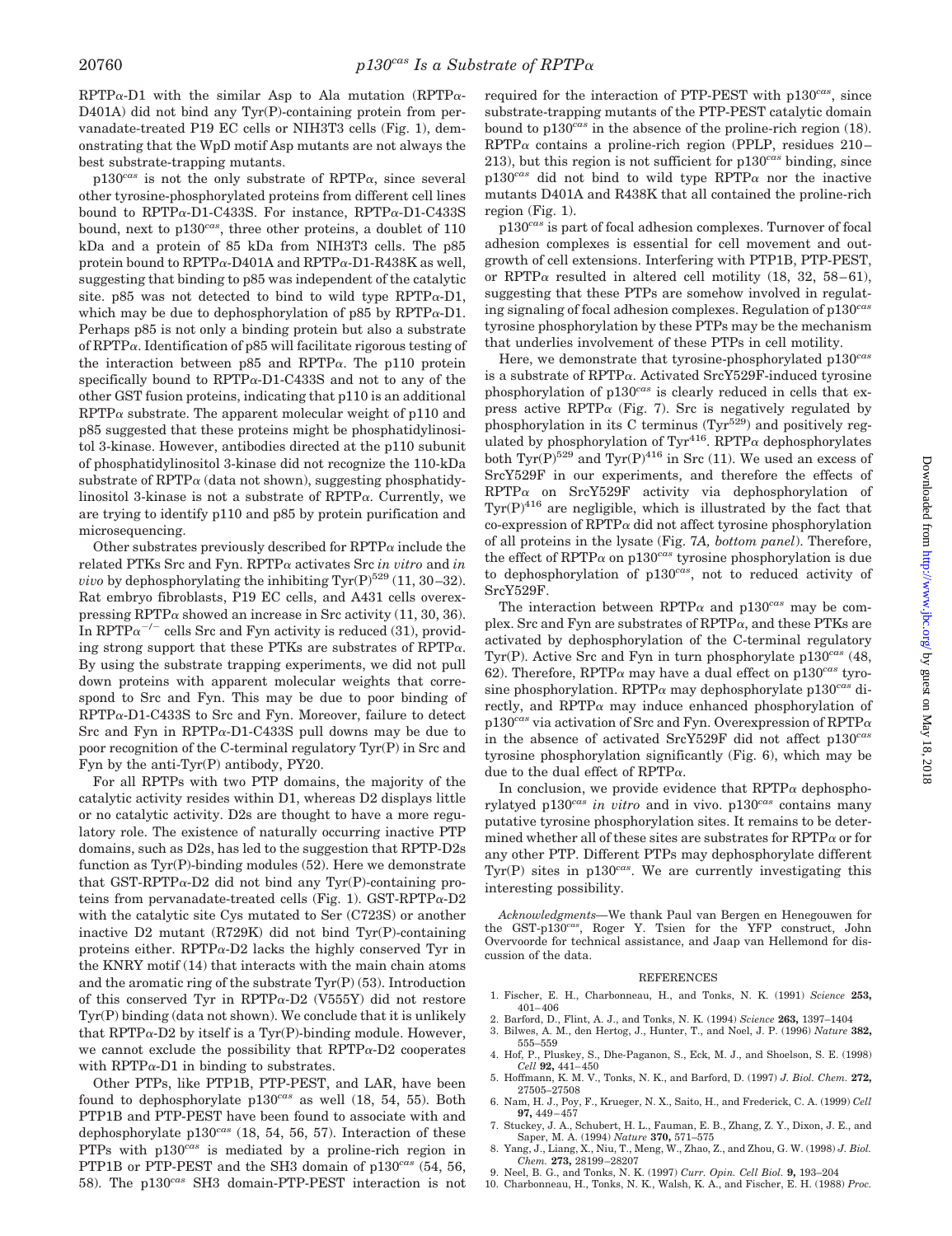RPTPα-D1 with the similar Asp to Ala mutation (RPTPα-D401A) did not bind any Tyr(P)-containing protein from pervanadate-treated P19 EC cells or NIH3T3 cells (Fig. 1), demonstrating that the WpD motif Asp mutants are not always the best substrate-trapping mutants.

p130*cas* is not the only substrate of RPTPα, since several other tyrosine-phosphorylated proteins from different cell lines bound to RPTPα-D1-C433S. For instance, RPTPα-D1-C433S bound, next to p130*cas*, three other proteins, a doublet of 110 kDa and a protein of 85 kDa from NIH3T3 cells. The p85 protein bound to RPTPα-D401A and RPTPα-D1-R438K as well, suggesting that binding to p85 was independent of the catalytic site. p85 was not detected to bind to wild type RPTPα-D1, which may be due to dephosphorylation of p85 by RPTPα-D1. Perhaps p85 is not only a binding protein but also a substrate of RPTPα. Identification of p85 will facilitate rigorous testing of the interaction between p85 and RPTPα. The p110 protein specifically bound to RPTPα-D1-C433S and not to any of the other GST fusion proteins, indicating that p110 is an additional RPTPα substrate. The apparent molecular weight of p110 and p85 suggested that these proteins might be phosphatidylinositol 3-kinase. However, antibodies directed at the p110 subunit of phosphatidylinositol 3-kinase did not recognize the 110-kDa substrate of RPTPα (data not shown), suggesting phosphatidylinositol 3-kinase is not a substrate of RPTPα. Currently, we are trying to identify p110 and p85 by protein purification and microsequencing.

Other substrates previously described for RPTPα include the related PTKs Src and Fyn. RPTPα activates Src *in vitro* and *in vivo* by dephosphorylating the inhibiting Tyr(P)[529] (11, 30–32). Rat embryo fibroblasts, P19 EC cells, and A431 cells overexpressing RPTPα showed an increase in Src activity (11, 30, 36). In RPTPα$^{-/-}$ cells Src and Fyn activity is reduced (31), providing strong support that these PTKs are substrates of RPTPα. By using the substrate trapping experiments, we did not pull down proteins with apparent molecular weights that correspond to Src and Fyn. This may be due to poor binding of RPTPα-D1-C433S to Src and Fyn. Moreover, failure to detect Src and Fyn in RPTPα-D1-C433S pull downs may be due to poor recognition of the C-terminal regulatory Tyr(P) in Src and Fyn by the anti-Tyr(P) antibody, PY20.

For all RPTPs with two PTP domains, the majority of the catalytic activity resides within D1, whereas D2 displays little or no catalytic activity. D2s are thought to have a more regulatory role. The existence of naturally occurring inactive PTP domains, such as D2s, has led to the suggestion that RPTP-D2s function as Tyr(P)-binding modules (52). Here we demonstrate that GST-RPTPα-D2 did not bind any Tyr(P)-containing proteins from pervanadate-treated cells (Fig. 1). GST-RPTPα-D2 with the catalytic site Cys mutated to Ser (C723S) or another inactive D2 mutant (R729K) did not bind Tyr(P)-containing proteins either. RPTPα-D2 lacks the highly conserved Tyr in the KNRY motif (14) that interacts with the main chain atoms and the aromatic ring of the substrate Tyr(P) (53). Introduction of this conserved Tyr in RPTPα-D2 (V555Y) did not restore Tyr(P) binding (data not shown). We conclude that it is unlikely that RPTPα-D2 by itself is a Tyr(P)-binding module. However, we cannot exclude the possibility that RPTPα-D2 cooperates with RPTPα-D1 in binding to substrates.

Other PTPs, like PTP1B, PTP-PEST, and LAR, have been found to dephosphorylate p130*cas* as well (18, 54, 55). Both PTP1B and PTP-PEST have been found to associate with and dephosphorylate p130*cas* (18, 54, 56, 57). Interaction of these PTPs with p130*cas* is mediated by a proline-rich region in PTP1B or PTP-PEST and the SH3 domain of p130*cas* (54, 56, 58). The p130*cas* SH3 domain-PTP-PEST interaction is not required for the interaction of PTP-PEST with p130*cas*, since substrate-trapping mutants of the PTP-PEST catalytic domain bound to p130*cas* in the absence of the proline-rich region (18). RPTPα contains a proline-rich region (PPLP, residues 210–213), but this region is not sufficient for p130*cas* binding, since p130*cas* did not bind to wild type RPTPα nor the inactive mutants D401A and R438K that all contained the proline-rich region (Fig. 1).

p130*cas* is part of focal adhesion complexes. Turnover of focal adhesion complexes is essential for cell movement and outgrowth of cell extensions. Interfering with PTP1B, PTP-PEST, or RPTPα resulted in altered cell motility (18, 32, 58–61), suggesting that these PTPs are somehow involved in regulating signaling of focal adhesion complexes. Regulation of p130*cas* tyrosine phosphorylation by these PTPs may be the mechanism that underlies involvement of these PTPs in cell motility.

Here, we demonstrate that tyrosine-phosphorylated p130*cas* is a substrate of RPTPα. Activated SrcY529F-induced tyrosine phosphorylation of p130*cas* is clearly reduced in cells that express active RPTPα (Fig. 7). Src is negatively regulated by phosphorylation in its C terminus (Tyr[529]) and positively regulated by phosphorylation of Tyr[416]. RPTPα dephosphorylates both Tyr(P)[529] and Tyr(P)[416] in Src (11). We used an excess of SrcY529F in our experiments, and therefore the effects of RPTPα on SrcY529F activity via dephosphorylation of Tyr(P)[416] are negligible, which is illustrated by the fact that co-expression of RPTPα did not affect tyrosine phosphorylation of all proteins in the lysate (Fig. 7*A*, *bottom panel*). Therefore, the effect of RPTPα on p130*cas* tyrosine phosphorylation is due to dephosphorylation of p130*cas*, not to reduced activity of SrcY529F.

The interaction between RPTPα and p130*cas* may be complex. Src and Fyn are substrates of RPTPα, and these PTKs are activated by dephosphorylation of the C-terminal regulatory Tyr(P). Active Src and Fyn in turn phosphorylate p130*cas* (48, 62). Therefore, RPTPα may have a dual effect on p130*cas* tyrosine phosphorylation. RPTPα may dephosphorylate p130*cas* directly, and RPTPα may induce enhanced phosphorylation of p130*cas* via activation of Src and Fyn. Overexpression of RPTPα in the absence of activated SrcY529F did not affect p130*cas* tyrosine phosphorylation significantly (Fig. 6), which may be due to the dual effect of RPTPα.

In conclusion, we provide evidence that RPTPα dephosphorylatyed p130*cas* *in vitro* and in vivo. p130*cas* contains many putative tyrosine phosphorylation sites. It remains to be determined whether all of these sites are substrates for RPTPα or for any other PTP. Different PTPs may dephosphorylate different Tyr(P) sites in p130*cas*. We are currently investigating this interesting possibility.

*Acknowledgments*—We thank Paul van Bergen en Henegouwen for the GST-p130*cas*, Roger Y. Tsien for the YFP construct, John Overvoorde for technical assistance, and Jaap van Hellemond for discussion of the data.

## REFERENCES

1. Fischer, E. H., Charbonneau, H., and Tonks, N. K. (1991) *Science* **253,** 401–406
2. Barford, D., Flint, A. J., and Tonks, N. K. (1994) *Science* **263,** 1397–1404
3. Bilwes, A. M., den Hertog, J., Hunter, T., and Noel, J. P. (1996) *Nature* **382,** 555–559
4. Hof, P., Pluskey, S., Dhe-Paganon, S., Eck, M. J., and Shoelson, S. E. (1998) *Cell* **92,** 441–450
5. Hoffmann, K. M. V., Tonks, N. K., and Barford, D. (1997) *J. Biol. Chem.* **272,** 27505–27508
6. Nam, H. J., Poy, F., Krueger, N. X., Saito, H., and Frederick, C. A. (1999) *Cell* **97,** 449–457
7. Stuckey, J. A., Schubert, H. L., Fauman, E. B., Zhang, Z. Y., Dixon, J. E., and Saper, M. A. (1994) *Nature* **370,** 571–575
8. Yang, J., Liang, X., Niu, T., Meng, W., Zhao, Z., and Zhou, G. W. (1998) *J. Biol. Chem.* **273,** 28199–28207
9. Neel, B. G., and Tonks, N. K. (1997) *Curr. Opin. Cell Biol.* **9,** 193–204
10. Charbonneau, H., Tonks, N. K., Walsh, K. A., and Fischer, E. H. (1988) *Proc.*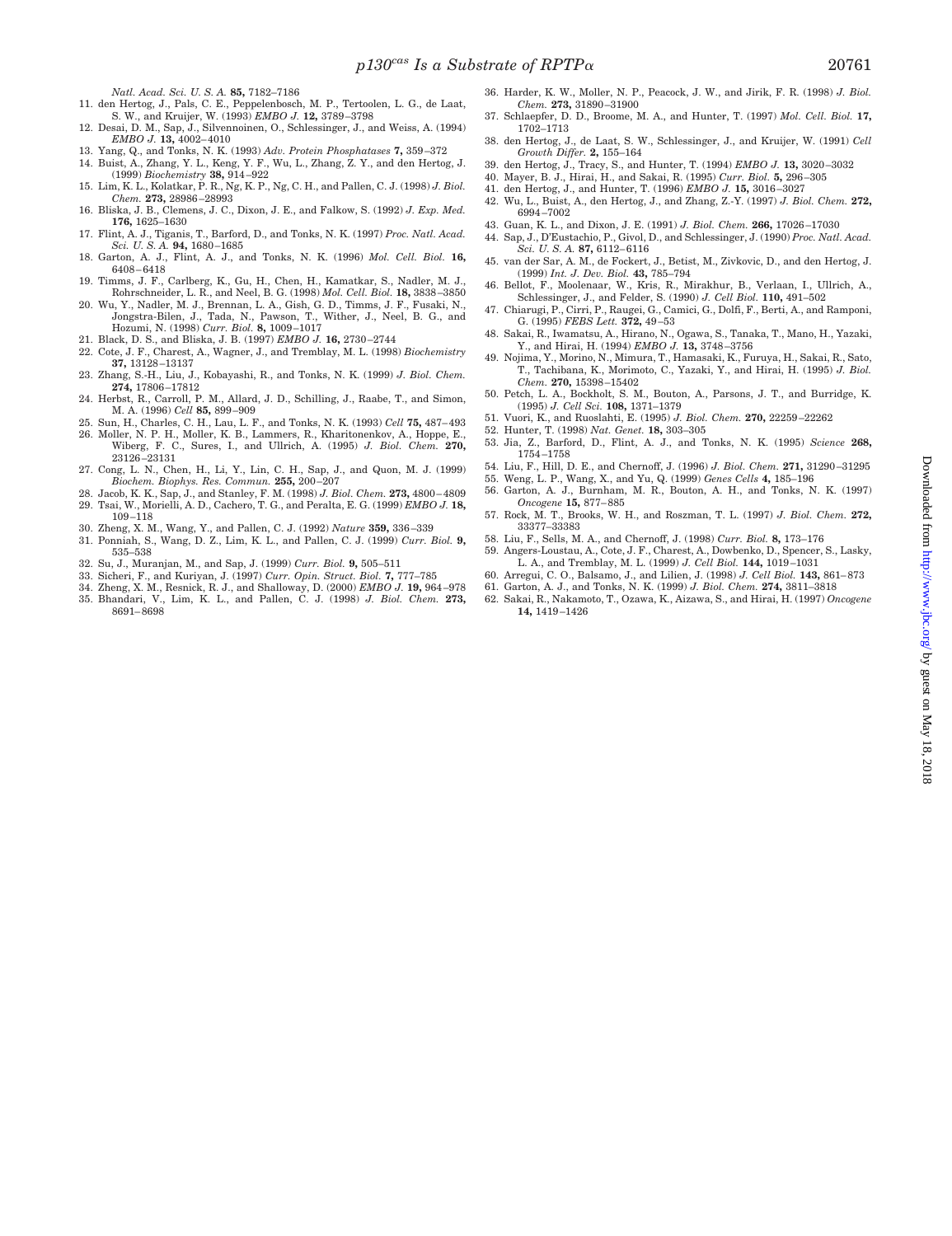Natl. Acad. Sci. U. S. A. **85,** 7182–7186
11. den Hertog, J., Pals, C. E., Peppelenbosch, M. P., Tertoolen, L. G., de Laat, S. W., and Kruijer, W. (1993) *EMBO J.* **12,** 3789–3798
12. Desai, D. M., Sap, J., Silvennoinen, O., Schlessinger, J., and Weiss, A. (1994) *EMBO J.* **13,** 4002–4010
13. Yang, Q., and Tonks, N. K. (1993) *Adv. Protein Phosphatases* **7,** 359–372
14. Buist, A., Zhang, Y. L., Keng, Y. F., Wu, L., Zhang, Z. Y., and den Hertog, J. (1999) *Biochemistry* **38,** 914–922
15. Lim, K. L., Kolatkar, P. R., Ng, K. P., Ng, C. H., and Pallen, C. J. (1998) *J. Biol. Chem.* **273,** 28986–28993
16. Bliska, J. B., Clemens, J. C., Dixon, J. E., and Falkow, S. (1992) *J. Exp. Med.* **176,** 1625–1630
17. Flint, A. J., Tiganis, T., Barford, D., and Tonks, N. K. (1997) *Proc. Natl. Acad. Sci. U. S. A.* **94,** 1680–1685
18. Garton, A. J., Flint, A. J., and Tonks, N. K. (1996) *Mol. Cell. Biol.* **16,** 6408–6418
19. Timms, J. F., Carlberg, K., Gu, H., Chen, H., Kamatkar, S., Nadler, M. J., Rohrschneider, L. R., and Neel, B. G. (1998) *Mol. Cell. Biol.* **18,** 3838–3850
20. Wu, Y., Nadler, M. J., Brennan, L. A., Gish, G. D., Timms, J. F., Fusaki, N., Jongstra-Bilen, J., Tada, N., Pawson, T., Wither, J., Neel, B. G., and Hozumi, N. (1998) *Curr. Biol.* **8,** 1009–1017
21. Black, D. S., and Bliska, J. B. (1997) *EMBO J.* **16,** 2730–2744
22. Cote, J. F., Charest, A., Wagner, J., and Tremblay, M. L. (1998) *Biochemistry* **37,** 13128–13137
23. Zhang, S.-H., Liu, J., Kobayashi, R., and Tonks, N. K. (1999) *J. Biol. Chem.* **274,** 17806–17812
24. Herbst, R., Carroll, P. M., Allard, J. D., Schilling, J., Raabe, T., and Simon, M. A. (1996) *Cell* **85,** 899–909
25. Sun, H., Charles, C. H., Lau, L. F., and Tonks, N. K. (1993) *Cell* **75,** 487–493
26. Moller, N. P. H., Moller, K. B., Lammers, R., Kharitonenkov, A., Hoppe, E., Wiberg, F. C., Sures, I., and Ullrich, A. (1995) *J. Biol. Chem.* **270,** 23126–23131
27. Cong, L. N., Chen, H., Li, Y., Lin, C. H., Sap, J., and Quon, M. J. (1999) *Biochem. Biophys. Res. Commun.* **255,** 200–207
28. Jacob, K. K., Sap, J., and Stanley, F. M. (1998) *J. Biol. Chem.* **273,** 4800–4809
29. Tsai, W., Morielli, A. D., Cachero, T. G., and Peralta, E. G. (1999) *EMBO J.* **18,** 109–118
30. Zheng, X. M., Wang, Y., and Pallen, C. J. (1992) *Nature* **359,** 336–339
31. Ponniah, S., Wang, D. Z., Lim, K. L., and Pallen, C. J. (1999) *Curr. Biol.* **9,** 535–538
32. Su, J., Muranjan, M., and Sap, J. (1999) *Curr. Biol.* **9,** 505–511
33. Sicheri, F., and Kuriyan, J. (1997) *Curr. Opin. Struct. Biol.* **7,** 777–785
34. Zheng, X. M., Resnick, R. J., and Shalloway, D. (2000) *EMBO J.* **19,** 964–978
35. Bhandari, V., Lim, K. L., and Pallen, C. J. (1998) *J. Biol. Chem.* **273,** 8691–8698
36. Harder, K. W., Moller, N. P., Peacock, J. W., and Jirik, F. R. (1998) *J. Biol. Chem.* **273,** 31890–31900
37. Schlaepfer, D. D., Broome, M. A., and Hunter, T. (1997) *Mol. Cell. Biol.* **17,** 1702–1713
38. den Hertog, J., de Laat, S. W., Schlessinger, J., and Kruijer, W. (1991) *Cell Growth Differ.* **2,** 155–164
39. den Hertog, J., Tracy, S., and Hunter, T. (1994) *EMBO J.* **13,** 3020–3032
40. Mayer, B. J., Hirai, H., and Sakai, R. (1995) *Curr. Biol.* **5,** 296–305
41. den Hertog, J., and Hunter, T. (1996) *EMBO J.* **15,** 3016–3027
42. Wu, L., Buist, A., den Hertog, J., and Zhang, Z.-Y. (1997) *J. Biol. Chem.* **272,** 6994–7002
43. Guan, K. L., and Dixon, J. E. (1991) *J. Biol. Chem.* **266,** 17026–17030
44. Sap, J., D'Eustachio, P., Givol, D., and Schlessinger, J. (1990) *Proc. Natl. Acad. Sci. U. S. A.* **87,** 6112–6116
45. van der Sar, A. M., de Fockert, J., Betist, M., Zivkovic, D., and den Hertog, J. (1999) *Int. J. Dev. Biol.* **43,** 785–794
46. Bellot, F., Moolenaar, W., Kris, R., Mirakhur, B., Verlaan, I., Ullrich, A., Schlessinger, J., and Felder, S. (1990) *J. Cell Biol.* **110,** 491–502
47. Chiarugi, P., Cirri, P., Raugei, G., Camici, G., Dolfi, F., Berti, A., and Ramponi, G. (1995) *FEBS Lett.* **372,** 49–53
48. Sakai, R., Iwamatsu, A., Hirano, N., Ogawa, S., Tanaka, T., Mano, H., Yazaki, Y., and Hirai, H. (1994) *EMBO J.* **13,** 3748–3756
49. Nojima, Y., Morino, N., Mimura, T., Hamasaki, K., Furuya, H., Sakai, R., Sato, T., Tachibana, K., Morimoto, C., Yazaki, Y., and Hirai, H. (1995) *J. Biol. Chem.* **270,** 15398–15402
50. Petch, L. A., Bockholt, S. M., Bouton, A., Parsons, J. T., and Burridge, K. (1995) *J. Cell Sci.* **108,** 1371–1379
51. Vuori, K., and Ruoslahti, E. (1995) *J. Biol. Chem.* **270,** 22259–22262
52. Hunter, T. (1998) *Nat. Genet.* **18,** 303–305
53. Jia, Z., Barford, D., Flint, A. J., and Tonks, N. K. (1995) *Science* **268,** 1754–1758
54. Liu, F., Hill, D. E., and Chernoff, J. (1996) *J. Biol. Chem.* **271,** 31290–31295
55. Weng, L. P., Wang, X., and Yu, Q. (1999) *Genes Cells* **4,** 185–196
56. Garton, A. J., Burnham, M. R., Bouton, A. H., and Tonks, N. K. (1997) *Oncogene* **15,** 877–885
57. Rock, M. T., Brooks, W. H., and Roszman, T. L. (1997) *J. Biol. Chem.* **272,** 33377–33383
58. Liu, F., Sells, M. A., and Chernoff, J. (1998) *Curr. Biol.* **8,** 173–176
59. Angers-Loustau, A., Cote, J. F., Charest, A., Dowbenko, D., Spencer, S., Lasky, L. A., and Tremblay, M. L. (1999) *J. Cell Biol.* **144,** 1019–1031
60. Arregui, C. O., Balsamo, J., and Lilien, J. (1998) *J. Cell Biol.* **143,** 861–873
61. Garton, A. J., and Tonks, N. K. (1999) *J. Biol. Chem.* **274,** 3811–3818
62. Sakai, R., Nakamoto, T., Ozawa, K., Aizawa, S., and Hirai, H. (1997) *Oncogene* **14,** 1419–1426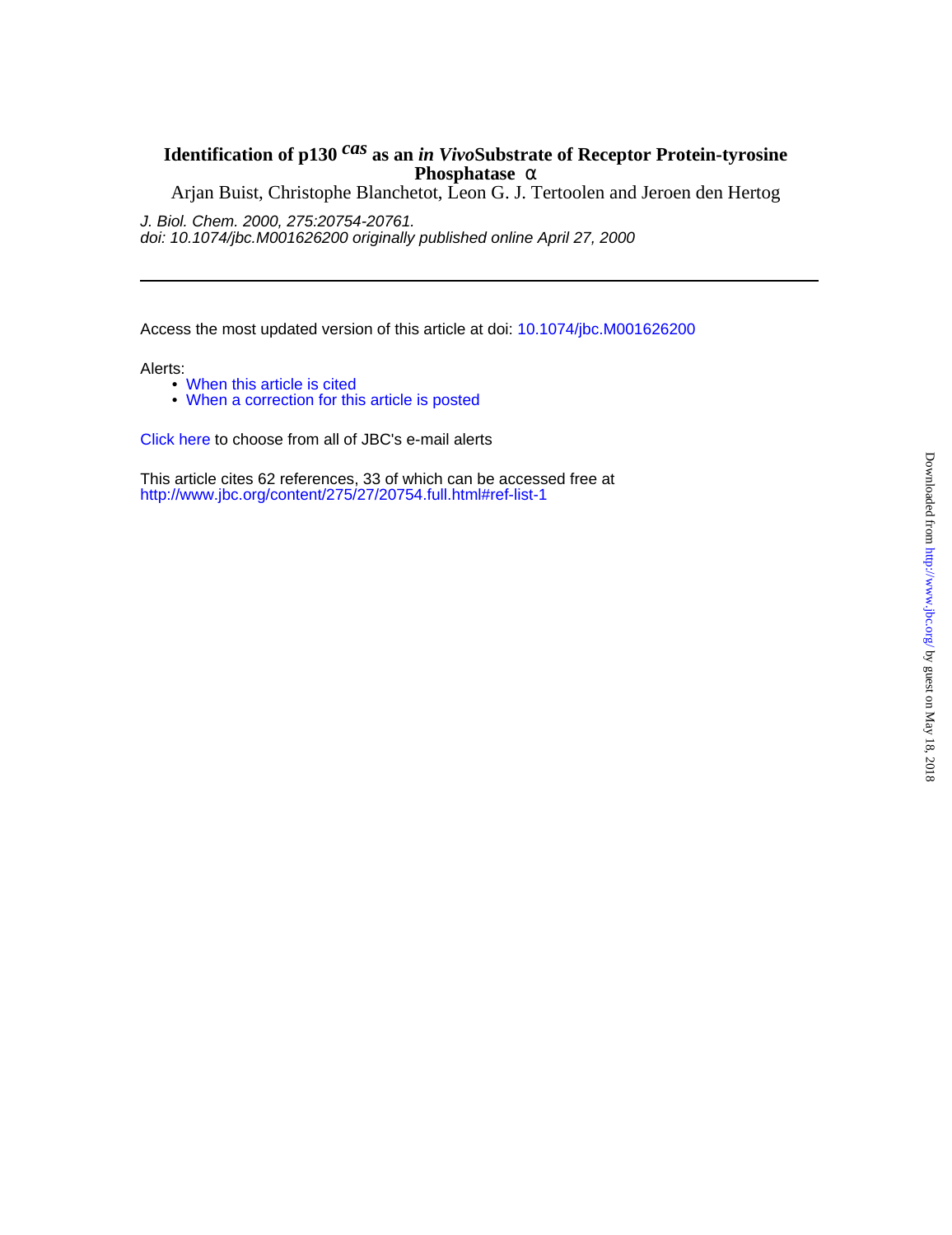# Identification of p130 *cas* as an *in Vivo* Substrate of Receptor Protein-tyrosine Phosphatase α

Arjan Buist, Christophe Blanchetot, Leon G. J. Tertoolen and Jeroen den Hertog

*J. Biol. Chem. 2000, 275:20754-20761.*
*doi: 10.1074/jbc.M001626200 originally published online April 27, 2000*

---

Access the most updated version of this article at doi: 10.1074/jbc.M001626200

Alerts:

- When this article is cited
- When a correction for this article is posted

Click here to choose from all of JBC's e-mail alerts

This article cites 62 references, 33 of which can be accessed free at
http://www.jbc.org/content/275/27/20754.full.html#ref-list-1

Downloaded from http://www.jbc.org/ by guest on May 18, 2018